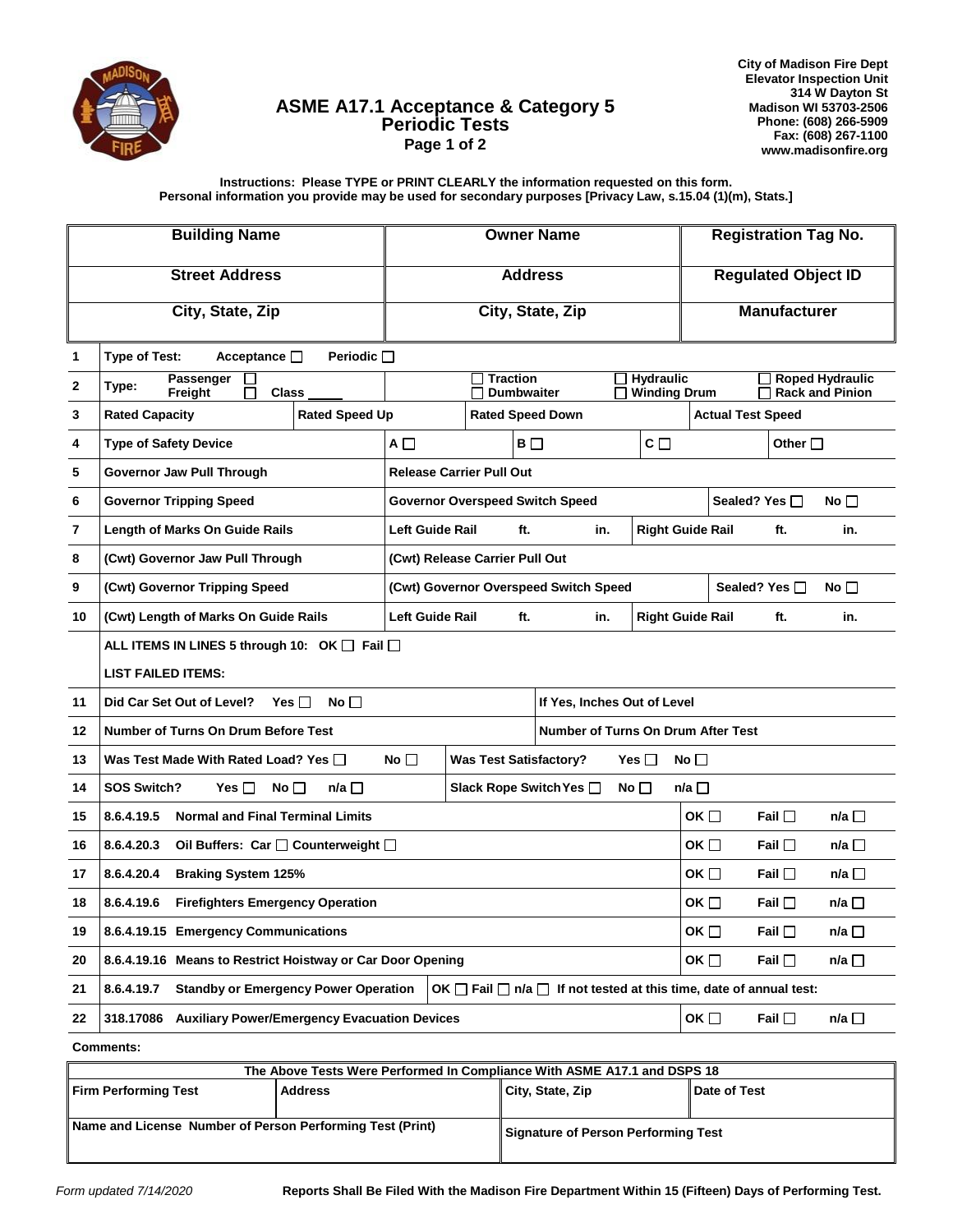City of Madison Fire Dept
Elevator Inspection Unit
314 W Dayton St
Madison WI 53703-2506
Phone: (608) 266-5909
Fax: (608) 267-1100
www.madisonfire.org

# ASME A17.1 Acceptance & Category 5 Periodic Tests

**Page 1 of 2**

**Instructions: Please TYPE or PRINT CLEARLY the information requested on this form.**
**Personal information you provide may be used for secondary purposes [Privacy Law, s.15.04 (1)(m), Stats.]**

| Building Name | Owner Name | Registration Tag No. |
|---|---|---|
| **Street Address** | **Address** | **Regulated Object ID** |
| **City, State, Zip** | **City, State, Zip** | **Manufacturer** |

| # | | | |
|---|---|---|---|
| 1 | Type of Test: Acceptance ☐ Periodic ☐ | | |
| 2 | Type: Passenger ☐ Freight ☐ Class _____ | ☐ Traction ☐ Dumbwaiter ☐ Hydraulic ☐ Winding Drum | ☐ Roped Hydraulic ☐ Rack and Pinion |
| 3 | Rated Capacity | Rated Speed Up | Rated Speed Down | Actual Test Speed |
| 4 | Type of Safety Device | A ☐ B ☐ C ☐ | Other ☐ |
| 5 | Governor Jaw Pull Through | Release Carrier Pull Out | |
| 6 | Governor Tripping Speed | Governor Overspeed Switch Speed | Sealed? Yes ☐ No ☐ |
| 7 | Length of Marks On Guide Rails | Left Guide Rail ft. in. | Right Guide Rail ft. in. |
| 8 | (Cwt) Governor Jaw Pull Through | (Cwt) Release Carrier Pull Out | |
| 9 | (Cwt) Governor Tripping Speed | (Cwt) Governor Overspeed Switch Speed | Sealed? Yes ☐ No ☐ |
| 10 | (Cwt) Length of Marks On Guide Rails | Left Guide Rail ft. in. | Right Guide Rail ft. in. |
| | ALL ITEMS IN LINES 5 through 10: OK ☐ Fail ☐<br>LIST FAILED ITEMS: | | |
| 11 | Did Car Set Out of Level? Yes ☐ No ☐ | If Yes, Inches Out of Level | |
| 12 | Number of Turns On Drum Before Test | Number of Turns On Drum After Test | |
| 13 | Was Test Made With Rated Load? Yes ☐ No ☐ | Was Test Satisfactory? Yes ☐ No ☐ | |
| 14 | SOS Switch? Yes ☐ No ☐ n/a ☐ | Slack Rope Switch Yes ☐ No ☐ n/a ☐ | |
| 15 | 8.6.4.19.5 Normal and Final Terminal Limits | | OK ☐ Fail ☐ n/a ☐ |
| 16 | 8.6.4.20.3 Oil Buffers: Car ☐ Counterweight ☐ | | OK ☐ Fail ☐ n/a ☐ |
| 17 | 8.6.4.20.4 Braking System 125% | | OK ☐ Fail ☐ n/a ☐ |
| 18 | 8.6.4.19.6 Firefighters Emergency Operation | | OK ☐ Fail ☐ n/a ☐ |
| 19 | 8.6.4.19.15 Emergency Communications | | OK ☐ Fail ☐ n/a ☐ |
| 20 | 8.6.4.19.16 Means to Restrict Hoistway or Car Door Opening | | OK ☐ Fail ☐ n/a ☐ |
| 21 | 8.6.4.19.7 Standby or Emergency Power Operation | OK ☐ Fail ☐ n/a ☐ If not tested at this time, date of annual test: | |
| 22 | 318.17086 Auxiliary Power/Emergency Evacuation Devices | | OK ☐ Fail ☐ n/a ☐ |

**Comments:**

| The Above Tests Were Performed In Compliance With ASME A17.1 and DSPS 18 | | | |
|---|---|---|---|
| Firm Performing Test | Address | City, State, Zip | Date of Test |
| Name and License Number of Person Performing Test (Print) | | Signature of Person Performing Test | |

*Form updated 7/14/2020*

**Reports Shall Be Filed With the Madison Fire Department Within 15 (Fifteen) Days of Performing Test.**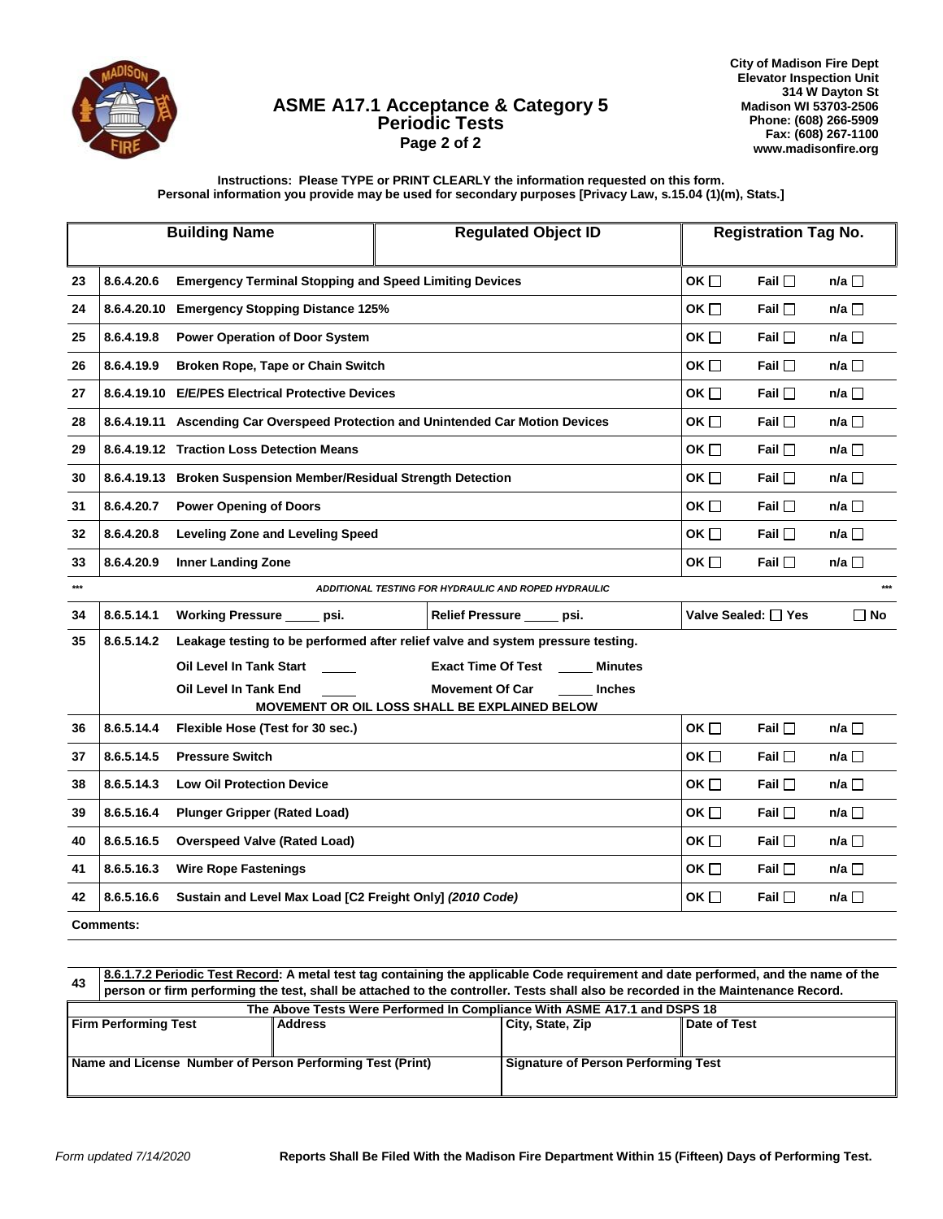City of Madison Fire Dept
Elevator Inspection Unit
314 W Dayton St
Madison WI 53703-2506
Phone: (608) 266-5909
Fax: (608) 267-1100
www.madisonfire.org

# ASME A17.1 Acceptance & Category 5 Periodic Tests

**Page 2 of 2**

**Instructions: Please TYPE or PRINT CLEARLY the information requested on this form.**
**Personal information you provide may be used for secondary purposes [Privacy Law, s.15.04 (1)(m), Stats.]**

| Building Name | Regulated Object ID | Registration Tag No. |
|---|---|---|
| | | |

| # | Code | Item | OK | Fail | n/a |
|---|---|---|---|---|---|
| 23 | 8.6.4.20.6 | Emergency Terminal Stopping and Speed Limiting Devices | OK ☐ | Fail ☐ | n/a ☐ |
| 24 | 8.6.4.20.10 | Emergency Stopping Distance 125% | OK ☐ | Fail ☐ | n/a ☐ |
| 25 | 8.6.4.19.8 | Power Operation of Door System | OK ☐ | Fail ☐ | n/a ☐ |
| 26 | 8.6.4.19.9 | Broken Rope, Tape or Chain Switch | OK ☐ | Fail ☐ | n/a ☐ |
| 27 | 8.6.4.19.10 | E/E/PES Electrical Protective Devices | OK ☐ | Fail ☐ | n/a ☐ |
| 28 | 8.6.4.19.11 | Ascending Car Overspeed Protection and Unintended Car Motion Devices | OK ☐ | Fail ☐ | n/a ☐ |
| 29 | 8.6.4.19.12 | Traction Loss Detection Means | OK ☐ | Fail ☐ | n/a ☐ |
| 30 | 8.6.4.19.13 | Broken Suspension Member/Residual Strength Detection | OK ☐ | Fail ☐ | n/a ☐ |
| 31 | 8.6.4.20.7 | Power Opening of Doors | OK ☐ | Fail ☐ | n/a ☐ |
| 32 | 8.6.4.20.8 | Leveling Zone and Leveling Speed | OK ☐ | Fail ☐ | n/a ☐ |
| 33 | 8.6.4.20.9 | Inner Landing Zone | OK ☐ | Fail ☐ | n/a ☐ |

*** *ADDITIONAL TESTING FOR HYDRAULIC AND ROPED HYDRAULIC* ***

| # | Code | Item | | | |
|---|---|---|---|---|---|
| 34 | 8.6.5.14.1 | Working Pressure _____ psi. | Relief Pressure _____ psi. | Valve Sealed: ☐ Yes | ☐ No |
| 35 | 8.6.5.14.2 | Leakage testing to be performed after relief valve and system pressure testing. | | | |
| | | Oil Level In Tank Start _____ | Exact Time Of Test _____ Minutes | | |
| | | Oil Level In Tank End _____ | Movement Of Car _____ Inches | | |
| | | MOVEMENT OR OIL LOSS SHALL BE EXPLAINED BELOW | | | |
| 36 | 8.6.5.14.4 | Flexible Hose (Test for 30 sec.) | OK ☐ | Fail ☐ | n/a ☐ |
| 37 | 8.6.5.14.5 | Pressure Switch | OK ☐ | Fail ☐ | n/a ☐ |
| 38 | 8.6.5.14.3 | Low Oil Protection Device | OK ☐ | Fail ☐ | n/a ☐ |
| 39 | 8.6.5.16.4 | Plunger Gripper (Rated Load) | OK ☐ | Fail ☐ | n/a ☐ |
| 40 | 8.6.5.16.5 | Overspeed Valve (Rated Load) | OK ☐ | Fail ☐ | n/a ☐ |
| 41 | 8.6.5.16.3 | Wire Rope Fastenings | OK ☐ | Fail ☐ | n/a ☐ |
| 42 | 8.6.5.16.6 | Sustain and Level Max Load [C2 Freight Only] *(2010 Code)* | OK ☐ | Fail ☐ | n/a ☐ |

**Comments:**

**43** **8.6.1.7.2 Periodic Test Record: A metal test tag containing the applicable Code requirement and date performed, and the name of the person or firm performing the test, shall be attached to the controller. Tests shall also be recorded in the Maintenance Record.**

| The Above Tests Were Performed In Compliance With ASME A17.1 and DSPS 18 | | | |
|---|---|---|---|
| Firm Performing Test | Address | City, State, Zip | Date of Test |
| Name and License Number of Person Performing Test (Print) | | Signature of Person Performing Test | |

*Form updated 7/14/2020*

**Reports Shall Be Filed With the Madison Fire Department Within 15 (Fifteen) Days of Performing Test.**